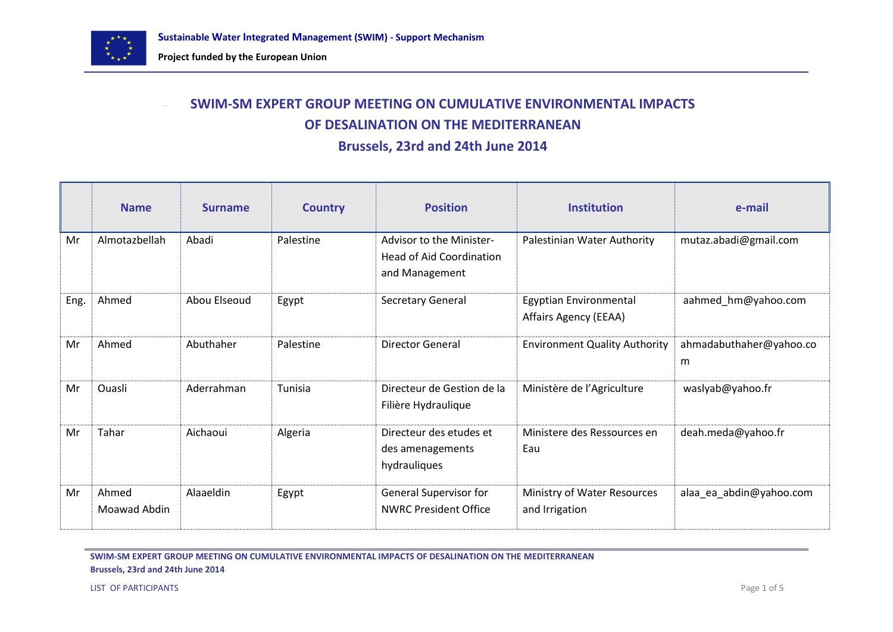# SWIM-SM EXPERT GROUP MEETING ON CUMULATIVE ENVIRONMENTAL IMPACTS OF DESALINATION ON THE MEDITERRANEAN

## Brussels, 23rd and 24th June 2014

| | Name | Surname | Country | Position | Institution | e-mail |
|---|---|---|---|---|---|---|
| Mr | Almotazbellah | Abadi | Palestine | Advisor to the Minister- Head of Aid Coordination and Management | Palestinian Water Authority | mutaz.abadi@gmail.com |
| Eng. | Ahmed | Abou Elseoud | Egypt | Secretary General | Egyptian Environmental Affairs Agency (EEAA) | aahmed_hm@yahoo.com |
| Mr | Ahmed | Abuthaher | Palestine | Director General | Environment Quality Authority | ahmadabuthaher@yahoo.com |
| Mr | Ouasli | Aderrahman | Tunisia | Directeur de Gestion de la Filière Hydraulique | Ministère de l'Agriculture | waslyab@yahoo.fr |
| Mr | Tahar | Aichaoui | Algeria | Directeur des etudes et des amenagements hydrauliques | Ministere des Ressources en Eau | deah.meda@yahoo.fr |
| Mr | Ahmed Moawad Abdin | Alaaeldin | Egypt | General Supervisor for NWRC President Office | Ministry of Water Resources and Irrigation | alaa_ea_abdin@yahoo.com |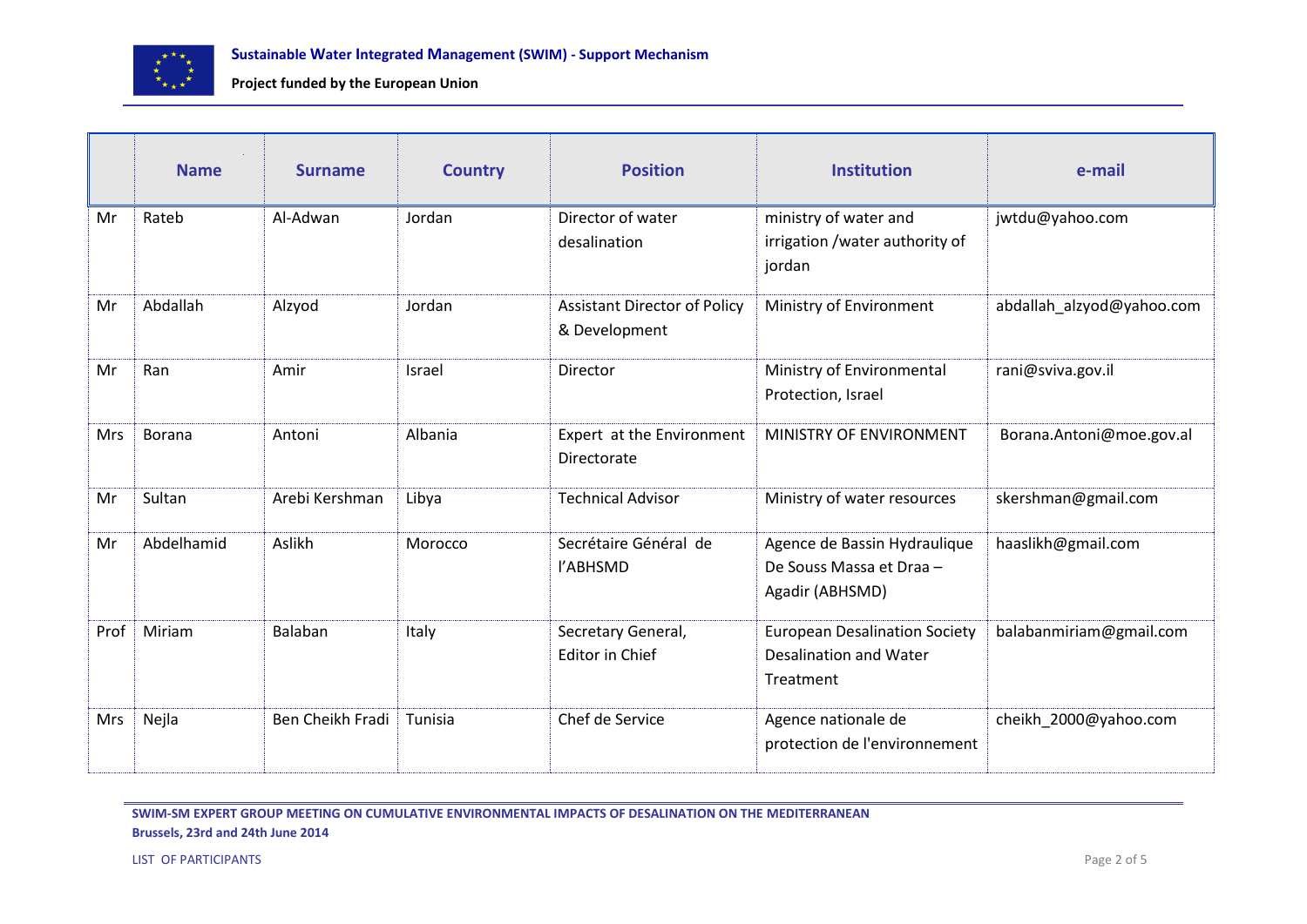| | Name | Surname | Country | Position | Institution | e-mail |
|---|---|---|---|---|---|---|
| Mr | Rateb | Al-Adwan | Jordan | Director of water desalination | ministry of water and irrigation /water authority of jordan | jwtdu@yahoo.com |
| Mr | Abdallah | Alzyod | Jordan | Assistant Director of Policy & Development | Ministry of Environment | abdallah_alzyod@yahoo.com |
| Mr | Ran | Amir | Israel | Director | Ministry of Environmental Protection, Israel | rani@sviva.gov.il |
| Mrs | Borana | Antoni | Albania | Expert at the Environment Directorate | MINISTRY OF ENVIRONMENT | Borana.Antoni@moe.gov.al |
| Mr | Sultan | Arebi Kershman | Libya | Technical Advisor | Ministry of water resources | skershman@gmail.com |
| Mr | Abdelhamid | Aslikh | Morocco | Secrétaire Général de l'ABHSMD | Agence de Bassin Hydraulique De Souss Massa et Draa – Agadir (ABHSMD) | haaslikh@gmail.com |
| Prof | Miriam | Balaban | Italy | Secretary General, Editor in Chief | European Desalination Society Desalination and Water Treatment | balabanmiriam@gmail.com |
| Mrs | Nejla | Ben Cheikh Fradi | Tunisia | Chef de Service | Agence nationale de protection de l'environnement | cheikh_2000@yahoo.com |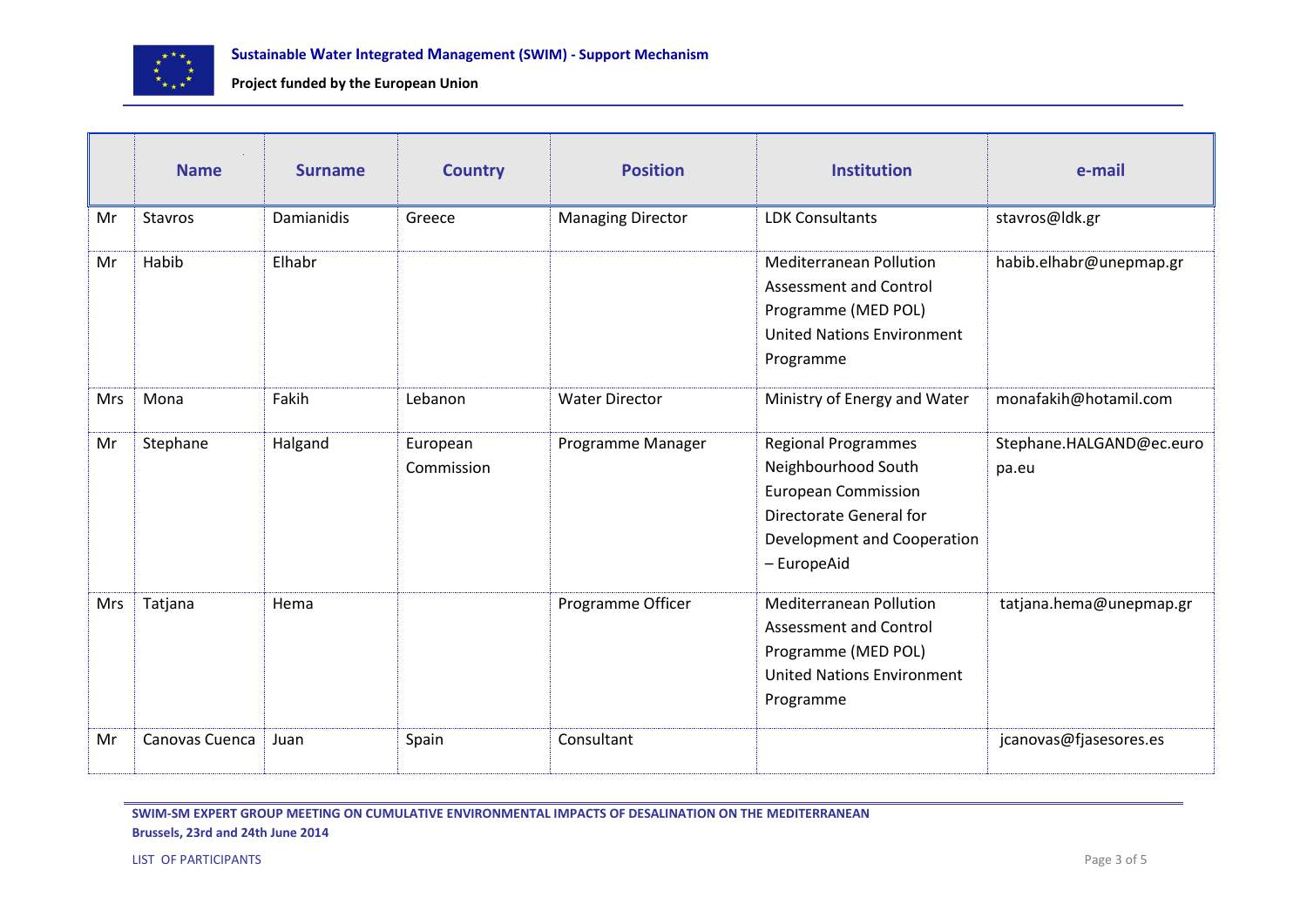| | Name | Surname | Country | Position | Institution | e-mail |
|---|---|---|---|---|---|---|
| Mr | Stavros | Damianidis | Greece | Managing Director | LDK Consultants | stavros@ldk.gr |
| Mr | Habib | Elhabr | | | Mediterranean Pollution Assessment and Control Programme (MED POL) United Nations Environment Programme | habib.elhabr@unepmap.gr |
| Mrs | Mona | Fakih | Lebanon | Water Director | Ministry of Energy and Water | monafakih@hotamil.com |
| Mr | Stephane | Halgand | European Commission | Programme Manager | Regional Programmes Neighbourhood South European Commission Directorate General for Development and Cooperation – EuropeAid | Stephane.HALGAND@ec.europa.eu |
| Mrs | Tatjana | Hema | | Programme Officer | Mediterranean Pollution Assessment and Control Programme (MED POL) United Nations Environment Programme | tatjana.hema@unepmap.gr |
| Mr | Canovas Cuenca | Juan | Spain | Consultant | | jcanovas@fjasesores.es |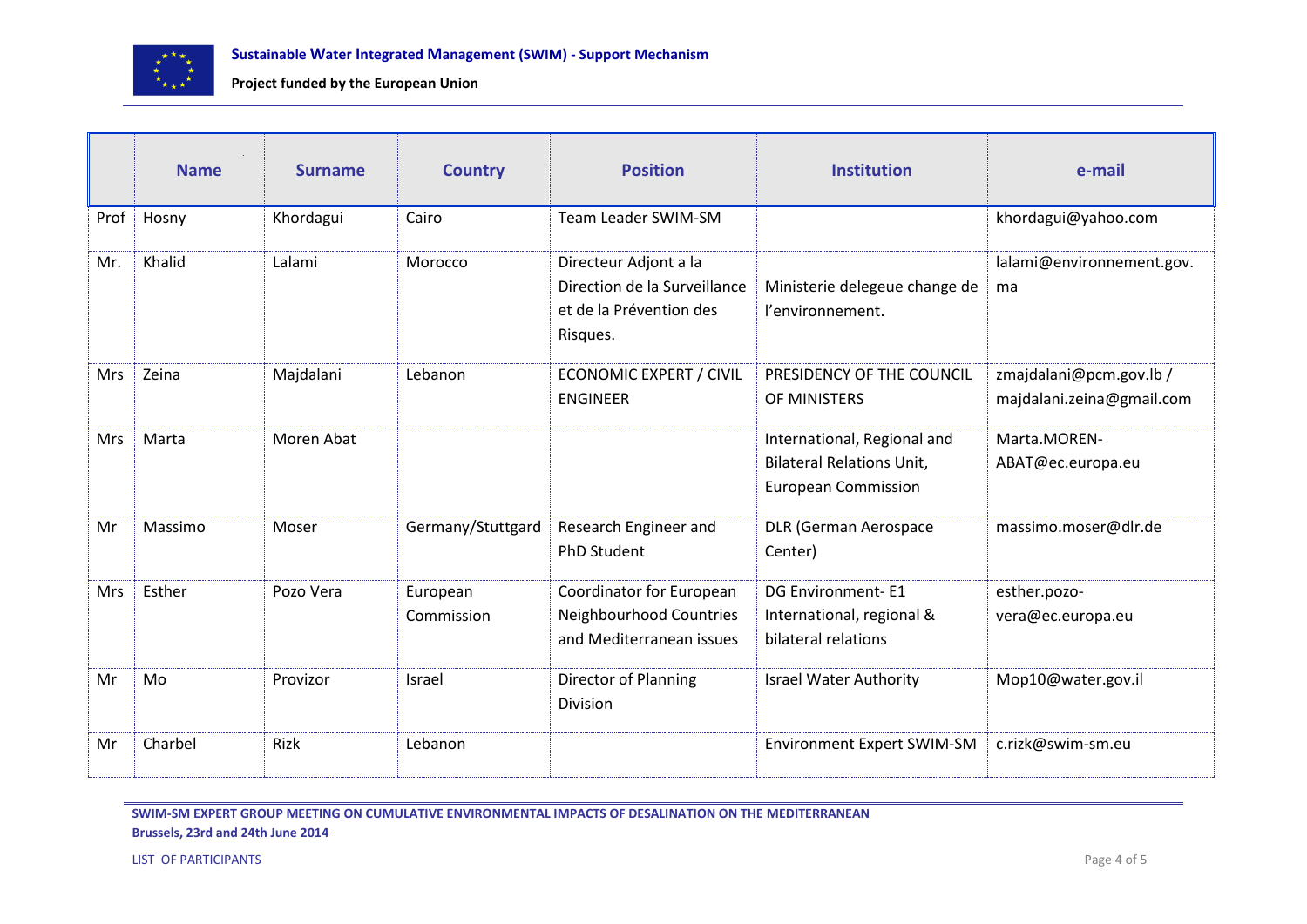|  | Name | Surname | Country | Position | Institution | e-mail |
|---|---|---|---|---|---|---|
| Prof | Hosny | Khordagui | Cairo | Team Leader SWIM-SM |  | khordagui@yahoo.com |
| Mr. | Khalid | Lalami | Morocco | Directeur Adjont a la Direction de la Surveillance et de la Prévention des Risques. | Ministerie delegeue change de l'environnement. | lalami@environnement.gov.ma |
| Mrs | Zeina | Majdalani | Lebanon | ECONOMIC EXPERT / CIVIL ENGINEER | PRESIDENCY OF THE COUNCIL OF MINISTERS | zmajdalani@pcm.gov.lb / majdalani.zeina@gmail.com |
| Mrs | Marta | Moren Abat |  |  | International, Regional and Bilateral Relations Unit, European Commission | Marta.MOREN-ABAT@ec.europa.eu |
| Mr | Massimo | Moser | Germany/Stuttgard | Research Engineer and PhD Student | DLR (German Aerospace Center) | massimo.moser@dlr.de |
| Mrs | Esther | Pozo Vera | European Commission | Coordinator for European Neighbourhood Countries and Mediterranean issues | DG Environment- E1 International, regional & bilateral relations | esther.pozo-vera@ec.europa.eu |
| Mr | Mo | Provizor | Israel | Director of Planning Division | Israel Water Authority | Mop10@water.gov.il |
| Mr | Charbel | Rizk | Lebanon |  | Environment Expert SWIM-SM | c.rizk@swim-sm.eu |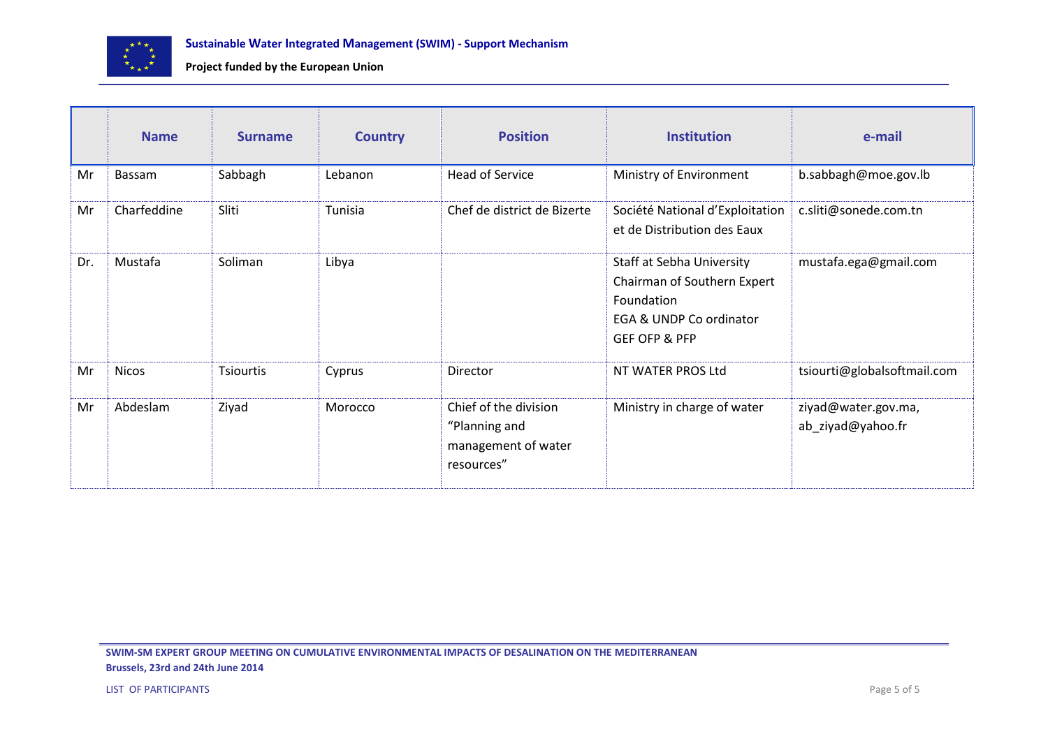| | Name | Surname | Country | Position | Institution | e-mail |
|---|---|---|---|---|---|---|
| Mr | Bassam | Sabbagh | Lebanon | Head of Service | Ministry of Environment | b.sabbagh@moe.gov.lb |
| Mr | Charfeddine | Sliti | Tunisia | Chef de district de Bizerte | Société National d'Exploitation et de Distribution des Eaux | c.sliti@sonede.com.tn |
| Dr. | Mustafa | Soliman | Libya | | Staff at Sebha University<br>Chairman of Southern Expert Foundation<br>EGA & UNDP Co ordinator<br>GEF OFP & PFP | mustafa.ega@gmail.com |
| Mr | Nicos | Tsiourtis | Cyprus | Director | NT WATER PROS Ltd | tsiourti@globalsoftmail.com |
| Mr | Abdeslam | Ziyad | Morocco | Chief of the division "Planning and management of water resources" | Ministry in charge of water | ziyad@water.gov.ma, ab_ziyad@yahoo.fr |